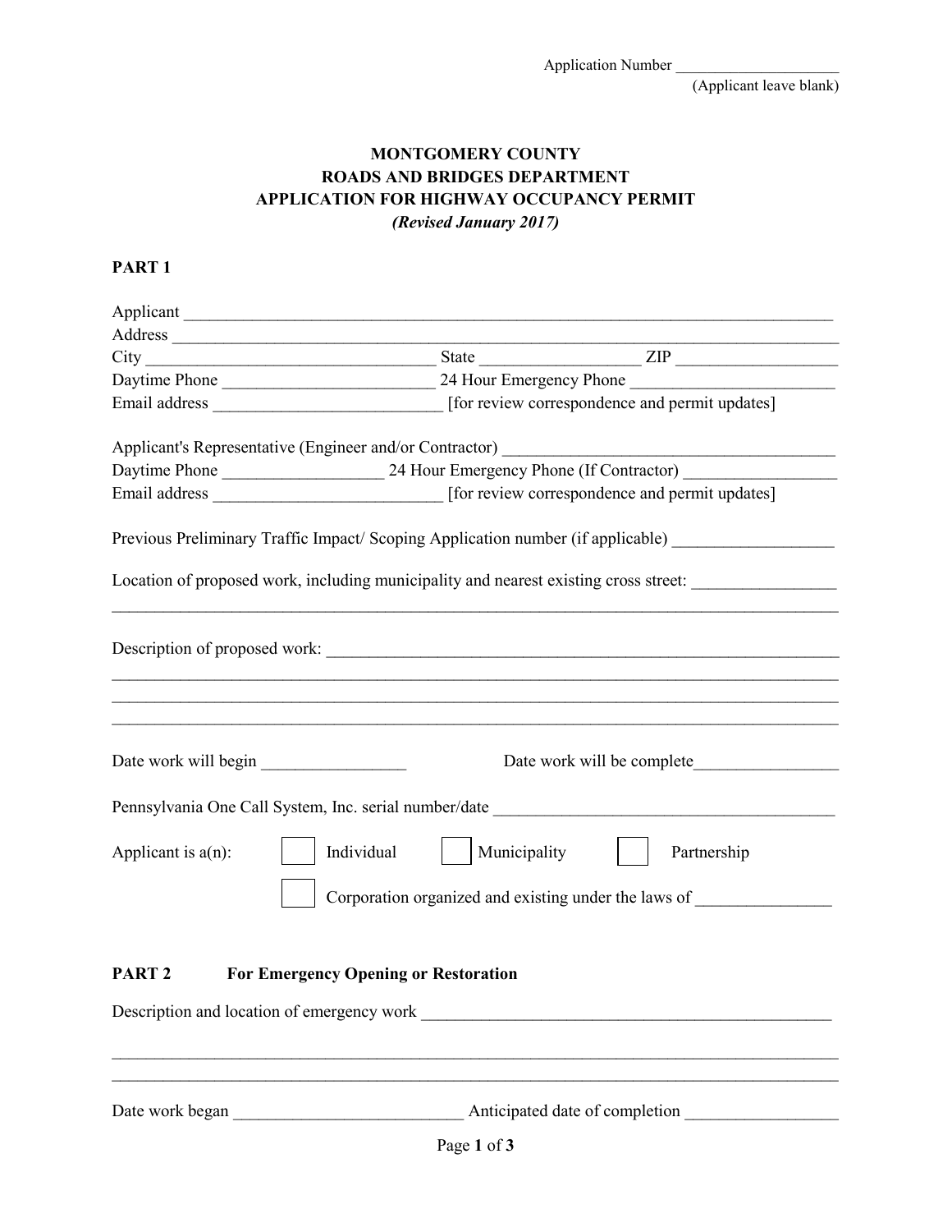Application Number ____________________
(Applicant leave blank)

# MONTGOMERY COUNTY
## ROADS AND BRIDGES DEPARTMENT
## APPLICATION FOR HIGHWAY OCCUPANCY PERMIT
*(Revised January 2017)*

**PART 1**

Applicant ______________________________________________________________________________

Address _______________________________________________________________________________

City ________________________________ State __________________ ZIP ___________________

Daytime Phone ________________________ 24 Hour Emergency Phone _______________________

Email address __________________________ [for review correspondence and permit updates]

Applicant's Representative (Engineer and/or Contractor) _______________________________________

Daytime Phone __________________ 24 Hour Emergency Phone (If Contractor) _________________

Email address __________________________ [for review correspondence and permit updates]

Previous Preliminary Traffic Impact/ Scoping Application number (if applicable) __________________

Location of proposed work, including municipality and nearest existing cross street: ________________
_______________________________________________________________________________________

Description of proposed work: ____________________________________________________________
_______________________________________________________________________________________
_______________________________________________________________________________________
_______________________________________________________________________________________

Date work will begin _________________ Date work will be complete_________________

Pennsylvania One Call System, Inc. serial number/date _________________________________________

Applicant is a(n): ☐ Individual ☐ Municipality ☐ Partnership

☐ Corporation organized and existing under the laws of _______________

**PART 2 For Emergency Opening or Restoration**

Description and location of emergency work _________________________________________________
_______________________________________________________________________________________
_______________________________________________________________________________________

Date work began __________________________ Anticipated date of completion __________________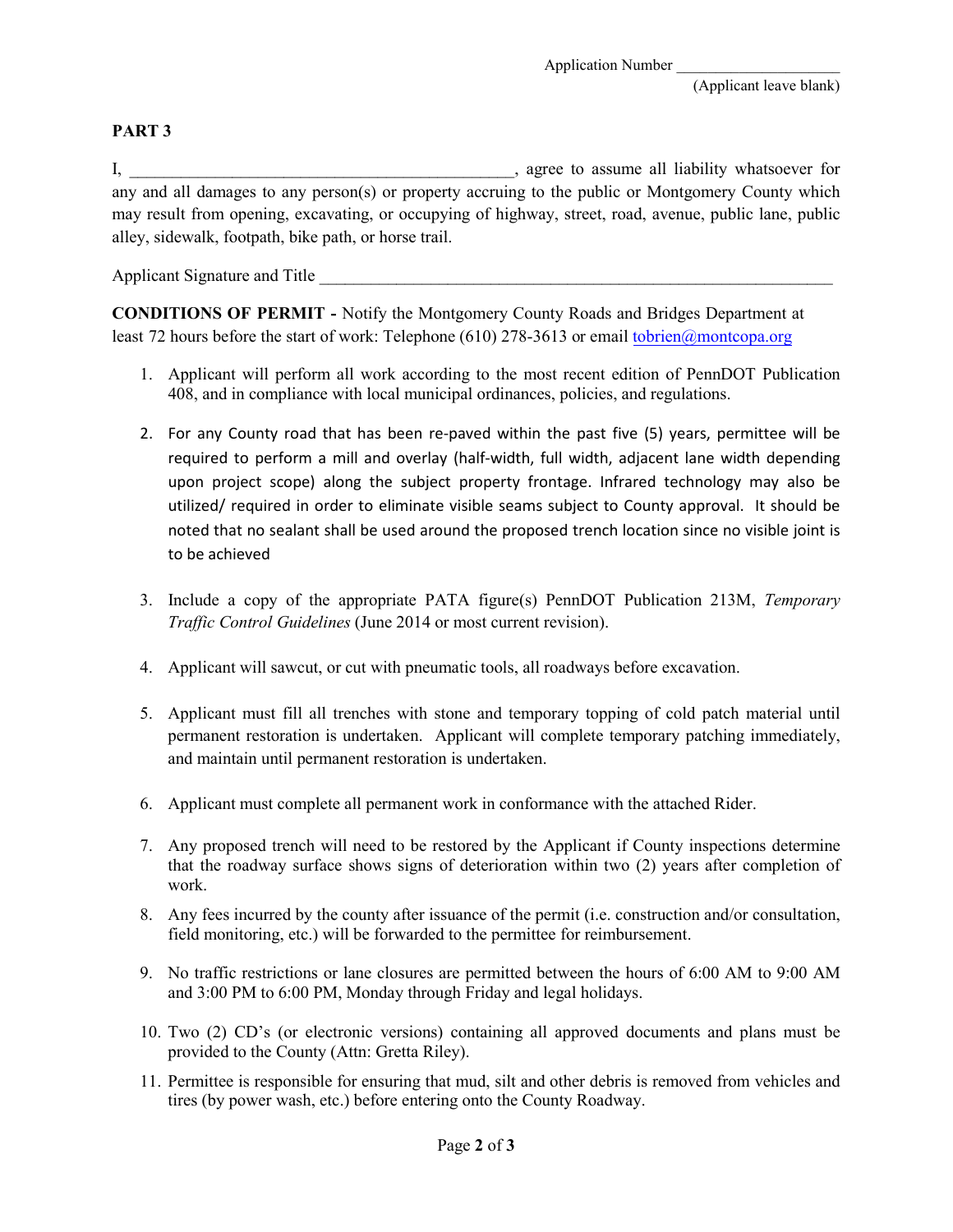Application Number ____________________
(Applicant leave blank)

**PART 3**

I, _____________________________________________, agree to assume all liability whatsoever for any and all damages to any person(s) or property accruing to the public or Montgomery County which may result from opening, excavating, or occupying of highway, street, road, avenue, public lane, public alley, sidewalk, footpath, bike path, or horse trail.

Applicant Signature and Title ____________________________________________________________

**CONDITIONS OF PERMIT -** Notify the Montgomery County Roads and Bridges Department at least 72 hours before the start of work: Telephone (610) 278-3613 or email tobrien@montcopa.org

1. Applicant will perform all work according to the most recent edition of PennDOT Publication 408, and in compliance with local municipal ordinances, policies, and regulations.
2. For any County road that has been re-paved within the past five (5) years, permittee will be required to perform a mill and overlay (half-width, full width, adjacent lane width depending upon project scope) along the subject property frontage. Infrared technology may also be utilized/ required in order to eliminate visible seams subject to County approval. It should be noted that no sealant shall be used around the proposed trench location since no visible joint is to be achieved
3. Include a copy of the appropriate PATA figure(s) PennDOT Publication 213M, *Temporary Traffic Control Guidelines* (June 2014 or most current revision).
4. Applicant will sawcut, or cut with pneumatic tools, all roadways before excavation.
5. Applicant must fill all trenches with stone and temporary topping of cold patch material until permanent restoration is undertaken. Applicant will complete temporary patching immediately, and maintain until permanent restoration is undertaken.
6. Applicant must complete all permanent work in conformance with the attached Rider.
7. Any proposed trench will need to be restored by the Applicant if County inspections determine that the roadway surface shows signs of deterioration within two (2) years after completion of work.
8. Any fees incurred by the county after issuance of the permit (i.e. construction and/or consultation, field monitoring, etc.) will be forwarded to the permittee for reimbursement.
9. No traffic restrictions or lane closures are permitted between the hours of 6:00 AM to 9:00 AM and 3:00 PM to 6:00 PM, Monday through Friday and legal holidays.
10. Two (2) CD's (or electronic versions) containing all approved documents and plans must be provided to the County (Attn: Gretta Riley).
11. Permittee is responsible for ensuring that mud, silt and other debris is removed from vehicles and tires (by power wash, etc.) before entering onto the County Roadway.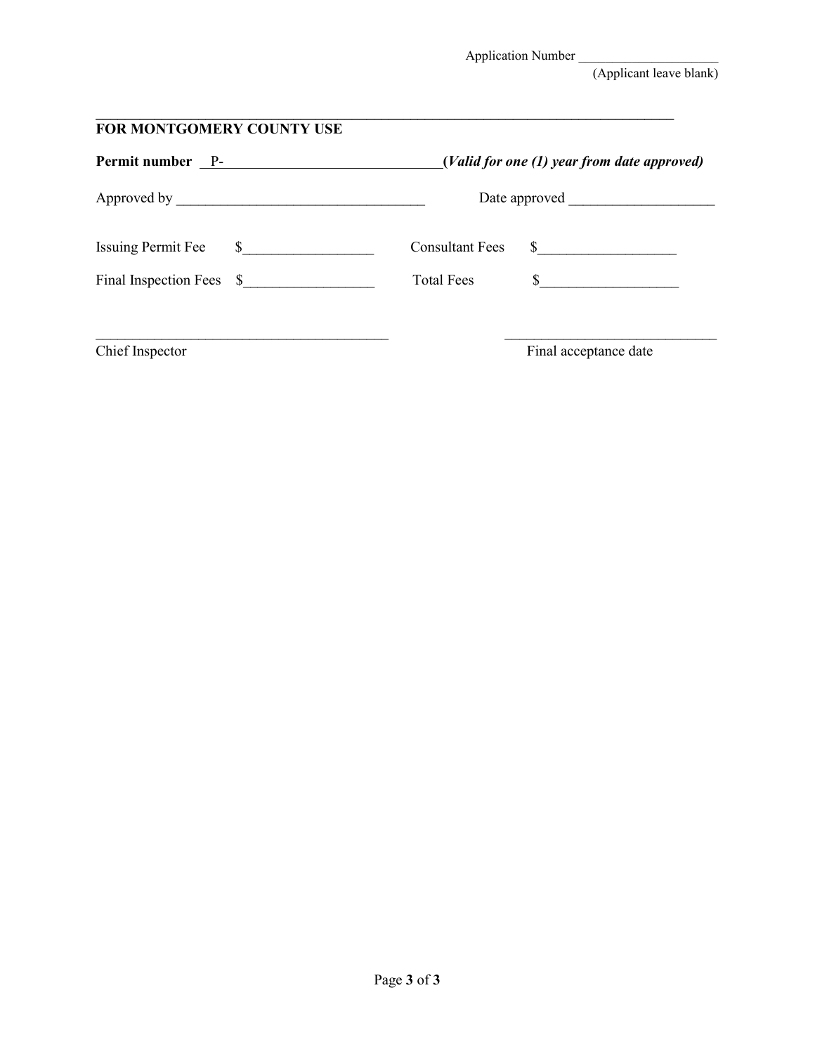Application Number ____________________
(Applicant leave blank)

---

**FOR MONTGOMERY COUNTY USE**

**Permit number** P-______________________________ **(*Valid for one (1) year from date approved)***

Approved by __________________________________ Date approved ___________________

Issuing Permit Fee $_________________ Consultant Fees $__________________

Final Inspection Fees $_________________ Total Fees $__________________

________________________________________ ____________________________

Chief Inspector Final acceptance date